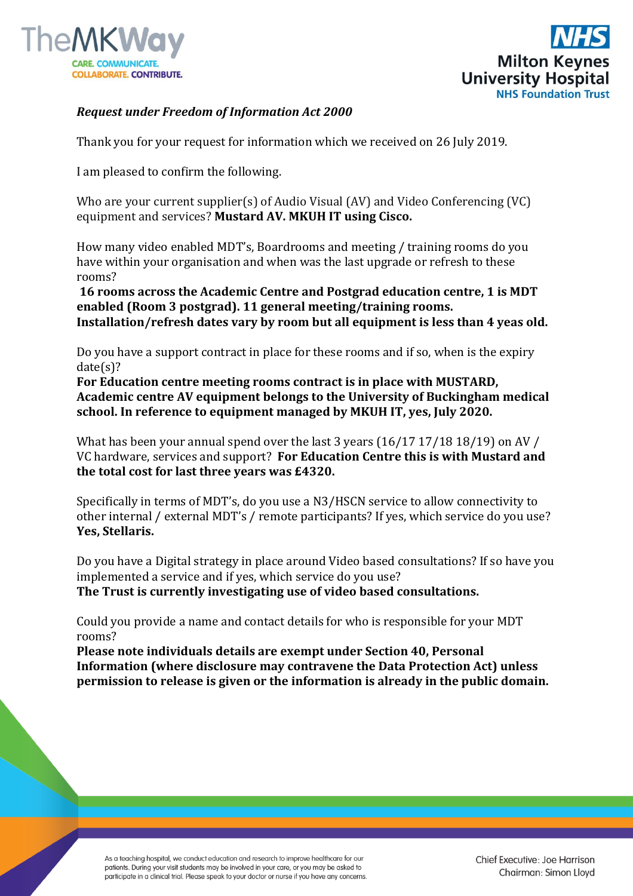*Request under Freedom of Information Act 2000*

Thank you for your request for information which we received on 26 July 2019.

I am pleased to confirm the following.

Who are your current supplier(s) of Audio Visual (AV) and Video Conferencing (VC) equipment and services? **Mustard AV. MKUH IT using Cisco.**

How many video enabled MDT's, Boardrooms and meeting / training rooms do you have within your organisation and when was the last upgrade or refresh to these rooms?
**16 rooms across the Academic Centre and Postgrad education centre, 1 is MDT enabled (Room 3 postgrad). 11 general meeting/training rooms. Installation/refresh dates vary by room but all equipment is less than 4 yeas old.**

Do you have a support contract in place for these rooms and if so, when is the expiry date(s)?
**For Education centre meeting rooms contract is in place with MUSTARD, Academic centre AV equipment belongs to the University of Buckingham medical school. In reference to equipment managed by MKUH IT, yes, July 2020.**

What has been your annual spend over the last 3 years (16/17 17/18 18/19) on AV / VC hardware, services and support? **For Education Centre this is with Mustard and the total cost for last three years was £4320.**

Specifically in terms of MDT's, do you use a N3/HSCN service to allow connectivity to other internal / external MDT's / remote participants? If yes, which service do you use? **Yes, Stellaris.**

Do you have a Digital strategy in place around Video based consultations? If so have you implemented a service and if yes, which service do you use?
**The Trust is currently investigating use of video based consultations.**

Could you provide a name and contact details for who is responsible for your MDT rooms?
**Please note individuals details are exempt under Section 40, Personal Information (where disclosure may contravene the Data Protection Act) unless permission to release is given or the information is already in the public domain.**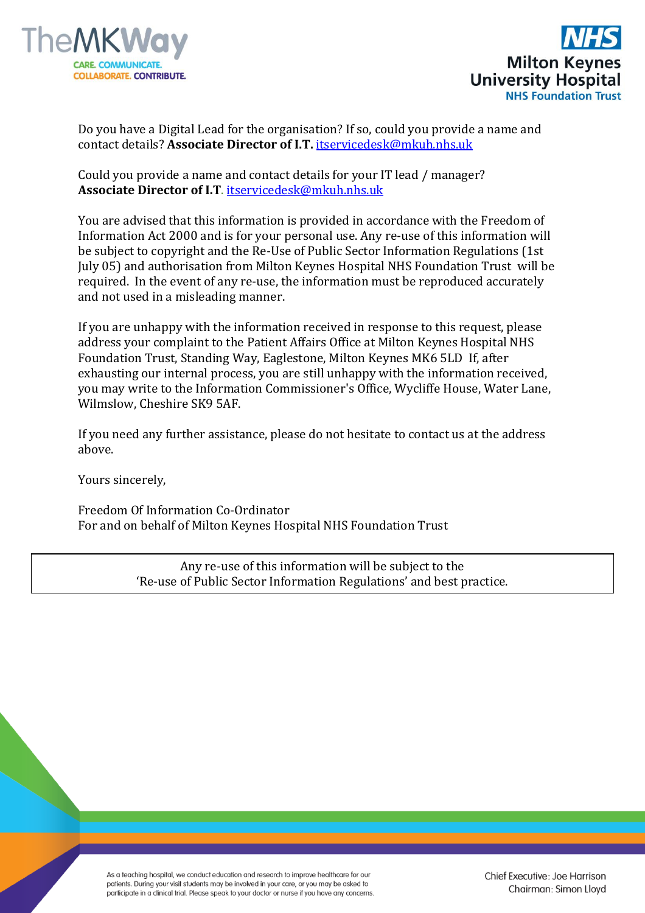Do you have a Digital Lead for the organisation? If so, could you provide a name and contact details? **Associate Director of I.T.** itservicedesk@mkuh.nhs.uk

Could you provide a name and contact details for your IT lead / manager? **Associate Director of I.T**. itservicedesk@mkuh.nhs.uk

You are advised that this information is provided in accordance with the Freedom of Information Act 2000 and is for your personal use. Any re-use of this information will be subject to copyright and the Re-Use of Public Sector Information Regulations (1st July 05) and authorisation from Milton Keynes Hospital NHS Foundation Trust will be required. In the event of any re-use, the information must be reproduced accurately and not used in a misleading manner.

If you are unhappy with the information received in response to this request, please address your complaint to the Patient Affairs Office at Milton Keynes Hospital NHS Foundation Trust, Standing Way, Eaglestone, Milton Keynes MK6 5LD If, after exhausting our internal process, you are still unhappy with the information received, you may write to the Information Commissioner's Office, Wycliffe House, Water Lane, Wilmslow, Cheshire SK9 5AF.

If you need any further assistance, please do not hesitate to contact us at the address above.

Yours sincerely,

Freedom Of Information Co-Ordinator
For and on behalf of Milton Keynes Hospital NHS Foundation Trust

Any re-use of this information will be subject to the
'Re-use of Public Sector Information Regulations' and best practice.